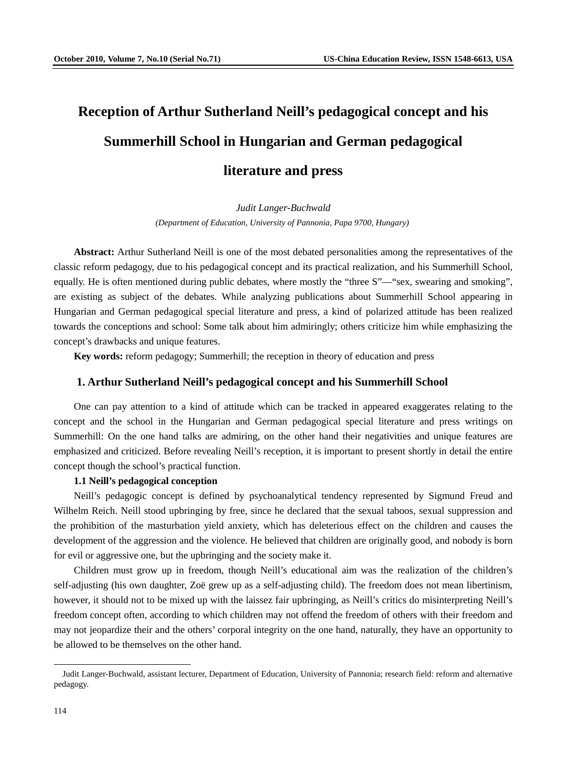# Reception of Arthur Sutherland Neill's pedagogical concept and his Summerhill School in Hungarian and German pedagogical literature and press

*Judit Langer-Buchwald*

*(Department of Education, University of Pannonia, Papa 9700, Hungary)*

**Abstract:** Arthur Sutherland Neill is one of the most debated personalities among the representatives of the classic reform pedagogy, due to his pedagogical concept and its practical realization, and his Summerhill School, equally. He is often mentioned during public debates, where mostly the "three S"—"sex, swearing and smoking", are existing as subject of the debates. While analyzing publications about Summerhill School appearing in Hungarian and German pedagogical special literature and press, a kind of polarized attitude has been realized towards the conceptions and school: Some talk about him admiringly; others criticize him while emphasizing the concept's drawbacks and unique features.

**Key words:** reform pedagogy; Summerhill; the reception in theory of education and press

## 1. Arthur Sutherland Neill's pedagogical concept and his Summerhill School

One can pay attention to a kind of attitude which can be tracked in appeared exaggerates relating to the concept and the school in the Hungarian and German pedagogical special literature and press writings on Summerhill: On the one hand talks are admiring, on the other hand their negativities and unique features are emphasized and criticized. Before revealing Neill's reception, it is important to present shortly in detail the entire concept though the school's practical function.

### 1.1 Neill's pedagogical conception

Neill's pedagogic concept is defined by psychoanalytical tendency represented by Sigmund Freud and Wilhelm Reich. Neill stood upbringing by free, since he declared that the sexual taboos, sexual suppression and the prohibition of the masturbation yield anxiety, which has deleterious effect on the children and causes the development of the aggression and the violence. He believed that children are originally good, and nobody is born for evil or aggressive one, but the upbringing and the society make it.

Children must grow up in freedom, though Neill's educational aim was the realization of the children's self-adjusting (his own daughter, Zoë grew up as a self-adjusting child). The freedom does not mean libertinism, however, it should not to be mixed up with the laissez fair upbringing, as Neill's critics do misinterpreting Neill's freedom concept often, according to which children may not offend the freedom of others with their freedom and may not jeopardize their and the others' corporal integrity on the one hand, naturally, they have an opportunity to be allowed to be themselves on the other hand.

---

Judit Langer-Buchwald, assistant lecturer, Department of Education, University of Pannonia; research field: reform and alternative pedagogy.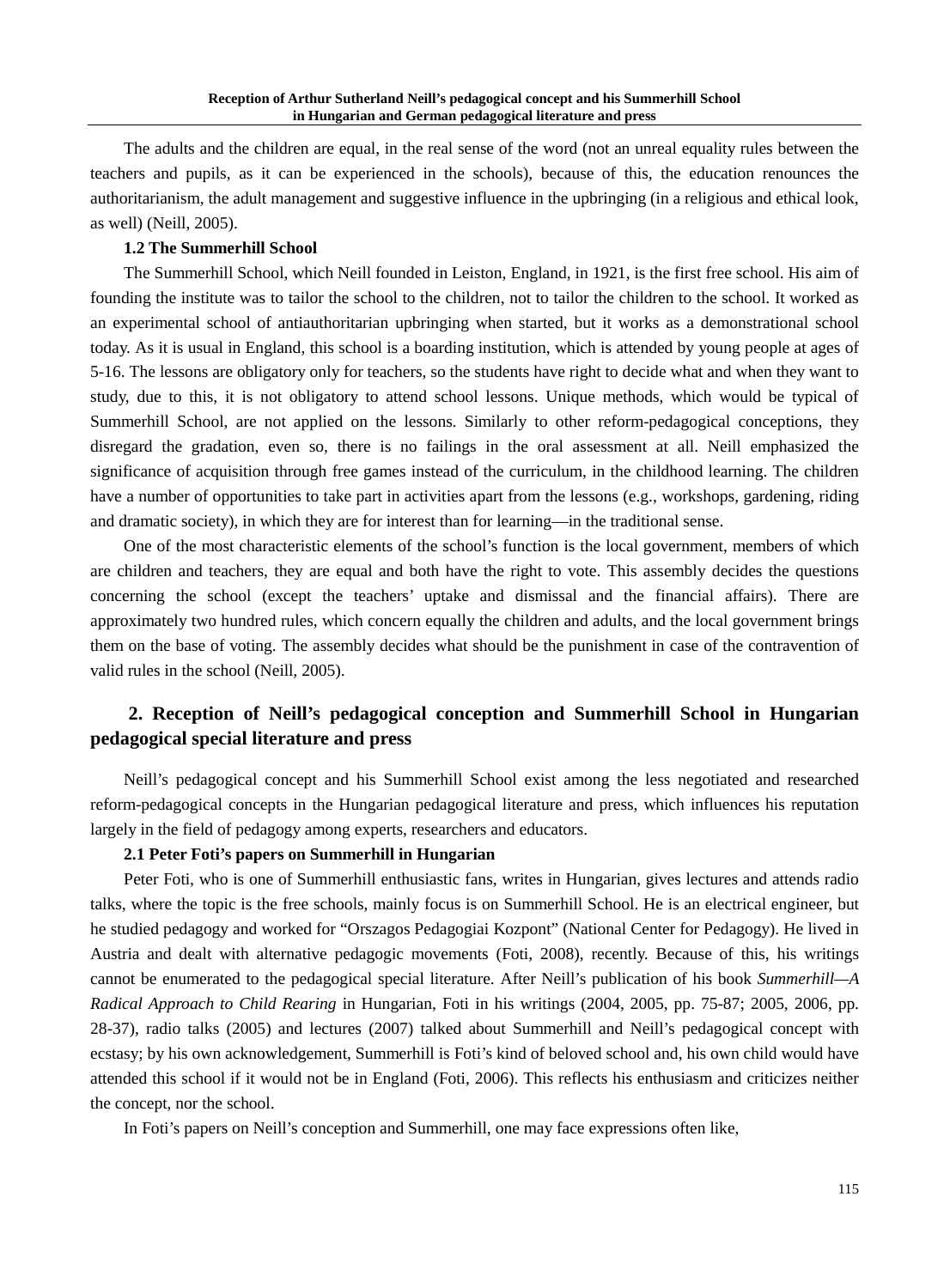The adults and the children are equal, in the real sense of the word (not an unreal equality rules between the teachers and pupils, as it can be experienced in the schools), because of this, the education renounces the authoritarianism, the adult management and suggestive influence in the upbringing (in a religious and ethical look, as well) (Neill, 2005).

### 1.2 The Summerhill School

The Summerhill School, which Neill founded in Leiston, England, in 1921, is the first free school. His aim of founding the institute was to tailor the school to the children, not to tailor the children to the school. It worked as an experimental school of antiauthoritarian upbringing when started, but it works as a demonstrational school today. As it is usual in England, this school is a boarding institution, which is attended by young people at ages of 5-16. The lessons are obligatory only for teachers, so the students have right to decide what and when they want to study, due to this, it is not obligatory to attend school lessons. Unique methods, which would be typical of Summerhill School, are not applied on the lessons. Similarly to other reform-pedagogical conceptions, they disregard the gradation, even so, there is no failings in the oral assessment at all. Neill emphasized the significance of acquisition through free games instead of the curriculum, in the childhood learning. The children have a number of opportunities to take part in activities apart from the lessons (e.g., workshops, gardening, riding and dramatic society), in which they are for interest than for learning—in the traditional sense.

One of the most characteristic elements of the school's function is the local government, members of which are children and teachers, they are equal and both have the right to vote. This assembly decides the questions concerning the school (except the teachers' uptake and dismissal and the financial affairs). There are approximately two hundred rules, which concern equally the children and adults, and the local government brings them on the base of voting. The assembly decides what should be the punishment in case of the contravention of valid rules in the school (Neill, 2005).

## 2. Reception of Neill's pedagogical conception and Summerhill School in Hungarian pedagogical special literature and press

Neill's pedagogical concept and his Summerhill School exist among the less negotiated and researched reform-pedagogical concepts in the Hungarian pedagogical literature and press, which influences his reputation largely in the field of pedagogy among experts, researchers and educators.

### 2.1 Peter Foti's papers on Summerhill in Hungarian

Peter Foti, who is one of Summerhill enthusiastic fans, writes in Hungarian, gives lectures and attends radio talks, where the topic is the free schools, mainly focus is on Summerhill School. He is an electrical engineer, but he studied pedagogy and worked for "Orszagos Pedagogiai Kozpont" (National Center for Pedagogy). He lived in Austria and dealt with alternative pedagogic movements (Foti, 2008), recently. Because of this, his writings cannot be enumerated to the pedagogical special literature. After Neill's publication of his book *Summerhill—A Radical Approach to Child Rearing* in Hungarian, Foti in his writings (2004, 2005, pp. 75-87; 2005, 2006, pp. 28-37), radio talks (2005) and lectures (2007) talked about Summerhill and Neill's pedagogical concept with ecstasy; by his own acknowledgement, Summerhill is Foti's kind of beloved school and, his own child would have attended this school if it would not be in England (Foti, 2006). This reflects his enthusiasm and criticizes neither the concept, nor the school.

In Foti's papers on Neill's conception and Summerhill, one may face expressions often like,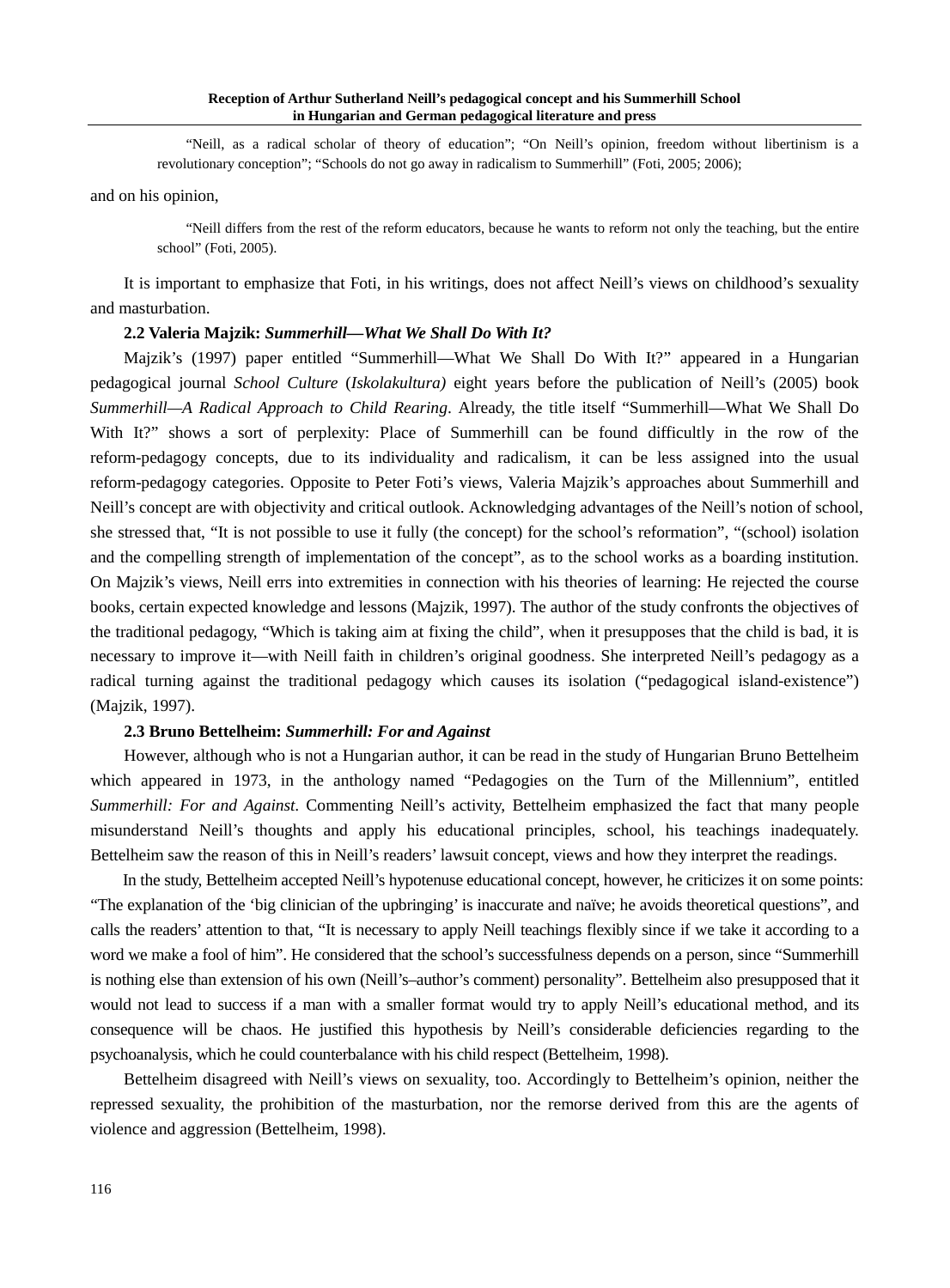> "Neill, as a radical scholar of theory of education"; "On Neill's opinion, freedom without libertinism is a revolutionary conception"; "Schools do not go away in radicalism to Summerhill" (Foti, 2005; 2006);

and on his opinion,

> "Neill differs from the rest of the reform educators, because he wants to reform not only the teaching, but the entire school" (Foti, 2005).

It is important to emphasize that Foti, in his writings, does not affect Neill's views on childhood's sexuality and masturbation.

### 2.2 Valeria Majzik: *Summerhill—What We Shall Do With It?*

Majzik's (1997) paper entitled "Summerhill—What We Shall Do With It?" appeared in a Hungarian pedagogical journal *School Culture* (*Iskolakultura)* eight years before the publication of Neill's (2005) book *Summerhill—A Radical Approach to Child Rearing*. Already, the title itself "Summerhill—What We Shall Do With It?" shows a sort of perplexity: Place of Summerhill can be found difficultly in the row of the reform-pedagogy concepts, due to its individuality and radicalism, it can be less assigned into the usual reform-pedagogy categories. Opposite to Peter Foti's views, Valeria Majzik's approaches about Summerhill and Neill's concept are with objectivity and critical outlook. Acknowledging advantages of the Neill's notion of school, she stressed that, "It is not possible to use it fully (the concept) for the school's reformation", "(school) isolation and the compelling strength of implementation of the concept", as to the school works as a boarding institution. On Majzik's views, Neill errs into extremities in connection with his theories of learning: He rejected the course books, certain expected knowledge and lessons (Majzik, 1997). The author of the study confronts the objectives of the traditional pedagogy, "Which is taking aim at fixing the child", when it presupposes that the child is bad, it is necessary to improve it—with Neill faith in children's original goodness. She interpreted Neill's pedagogy as a radical turning against the traditional pedagogy which causes its isolation ("pedagogical island-existence") (Majzik, 1997).

### 2.3 Bruno Bettelheim: *Summerhill: For and Against*

However, although who is not a Hungarian author, it can be read in the study of Hungarian Bruno Bettelheim which appeared in 1973, in the anthology named "Pedagogies on the Turn of the Millennium", entitled *Summerhill: For and Against*. Commenting Neill's activity, Bettelheim emphasized the fact that many people misunderstand Neill's thoughts and apply his educational principles, school, his teachings inadequately. Bettelheim saw the reason of this in Neill's readers' lawsuit concept, views and how they interpret the readings.

In the study, Bettelheim accepted Neill's hypotenuse educational concept, however, he criticizes it on some points: "The explanation of the 'big clinician of the upbringing' is inaccurate and naïve; he avoids theoretical questions", and calls the readers' attention to that, "It is necessary to apply Neill teachings flexibly since if we take it according to a word we make a fool of him". He considered that the school's successfulness depends on a person, since "Summerhill is nothing else than extension of his own (Neill's–author's comment) personality". Bettelheim also presupposed that it would not lead to success if a man with a smaller format would try to apply Neill's educational method, and its consequence will be chaos. He justified this hypothesis by Neill's considerable deficiencies regarding to the psychoanalysis, which he could counterbalance with his child respect (Bettelheim, 1998).

Bettelheim disagreed with Neill's views on sexuality, too. Accordingly to Bettelheim's opinion, neither the repressed sexuality, the prohibition of the masturbation, nor the remorse derived from this are the agents of violence and aggression (Bettelheim, 1998).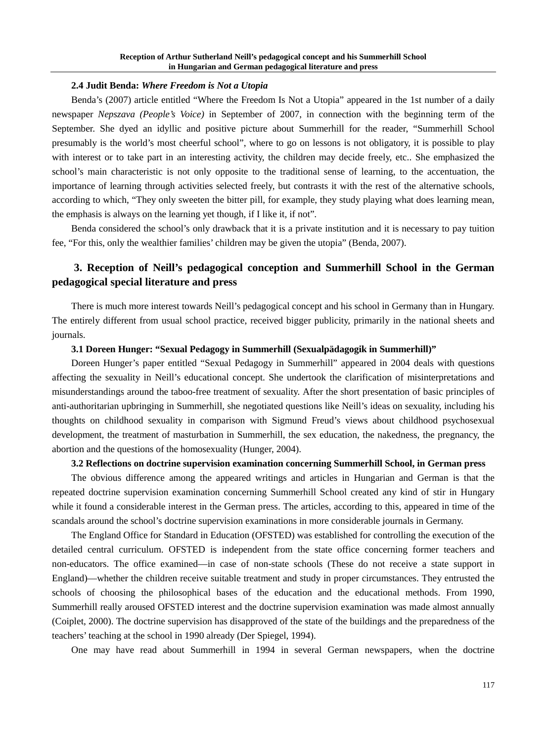### 2.4 Judit Benda: *Where Freedom is Not a Utopia*

Benda's (2007) article entitled "Where the Freedom Is Not a Utopia" appeared in the 1st number of a daily newspaper *Nepszava (People's Voice)* in September of 2007, in connection with the beginning term of the September. She dyed an idyllic and positive picture about Summerhill for the reader, "Summerhill School presumably is the world's most cheerful school", where to go on lessons is not obligatory, it is possible to play with interest or to take part in an interesting activity, the children may decide freely, etc.. She emphasized the school's main characteristic is not only opposite to the traditional sense of learning, to the accentuation, the importance of learning through activities selected freely, but contrasts it with the rest of the alternative schools, according to which, "They only sweeten the bitter pill, for example, they study playing what does learning mean, the emphasis is always on the learning yet though, if I like it, if not".

Benda considered the school's only drawback that it is a private institution and it is necessary to pay tuition fee, "For this, only the wealthier families' children may be given the utopia" (Benda, 2007).

## 3. Reception of Neill's pedagogical conception and Summerhill School in the German pedagogical special literature and press

There is much more interest towards Neill's pedagogical concept and his school in Germany than in Hungary. The entirely different from usual school practice, received bigger publicity, primarily in the national sheets and journals.

### 3.1 Doreen Hunger: "Sexual Pedagogy in Summerhill (Sexualpädagogik in Summerhill)"

Doreen Hunger's paper entitled "Sexual Pedagogy in Summerhill" appeared in 2004 deals with questions affecting the sexuality in Neill's educational concept. She undertook the clarification of misinterpretations and misunderstandings around the taboo-free treatment of sexuality. After the short presentation of basic principles of anti-authoritarian upbringing in Summerhill, she negotiated questions like Neill's ideas on sexuality, including his thoughts on childhood sexuality in comparison with Sigmund Freud's views about childhood psychosexual development, the treatment of masturbation in Summerhill, the sex education, the nakedness, the pregnancy, the abortion and the questions of the homosexuality (Hunger, 2004).

### 3.2 Reflections on doctrine supervision examination concerning Summerhill School, in German press

The obvious difference among the appeared writings and articles in Hungarian and German is that the repeated doctrine supervision examination concerning Summerhill School created any kind of stir in Hungary while it found a considerable interest in the German press. The articles, according to this, appeared in time of the scandals around the school's doctrine supervision examinations in more considerable journals in Germany.

The England Office for Standard in Education (OFSTED) was established for controlling the execution of the detailed central curriculum. OFSTED is independent from the state office concerning former teachers and non-educators. The office examined—in case of non-state schools (These do not receive a state support in England)—whether the children receive suitable treatment and study in proper circumstances. They entrusted the schools of choosing the philosophical bases of the education and the educational methods. From 1990, Summerhill really aroused OFSTED interest and the doctrine supervision examination was made almost annually (Coiplet, 2000). The doctrine supervision has disapproved of the state of the buildings and the preparedness of the teachers' teaching at the school in 1990 already (Der Spiegel, 1994).

One may have read about Summerhill in 1994 in several German newspapers, when the doctrine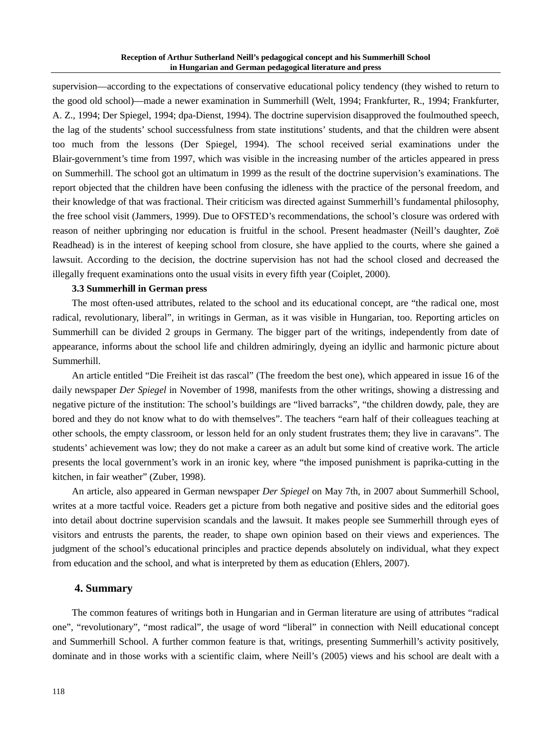supervision—according to the expectations of conservative educational policy tendency (they wished to return to the good old school)—made a newer examination in Summerhill (Welt, 1994; Frankfurter, R., 1994; Frankfurter, A. Z., 1994; Der Spiegel, 1994; dpa-Dienst, 1994). The doctrine supervision disapproved the foulmouthed speech, the lag of the students' school successfulness from state institutions' students, and that the children were absent too much from the lessons (Der Spiegel, 1994). The school received serial examinations under the Blair-government's time from 1997, which was visible in the increasing number of the articles appeared in press on Summerhill. The school got an ultimatum in 1999 as the result of the doctrine supervision's examinations. The report objected that the children have been confusing the idleness with the practice of the personal freedom, and their knowledge of that was fractional. Their criticism was directed against Summerhill's fundamental philosophy, the free school visit (Jammers, 1999). Due to OFSTED's recommendations, the school's closure was ordered with reason of neither upbringing nor education is fruitful in the school. Present headmaster (Neill's daughter, Zoë Readhead) is in the interest of keeping school from closure, she have applied to the courts, where she gained a lawsuit. According to the decision, the doctrine supervision has not had the school closed and decreased the illegally frequent examinations onto the usual visits in every fifth year (Coiplet, 2000).

### 3.3 Summerhill in German press

The most often-used attributes, related to the school and its educational concept, are "the radical one, most radical, revolutionary, liberal", in writings in German, as it was visible in Hungarian, too. Reporting articles on Summerhill can be divided 2 groups in Germany. The bigger part of the writings, independently from date of appearance, informs about the school life and children admiringly, dyeing an idyllic and harmonic picture about Summerhill.

An article entitled "Die Freiheit ist das rascal" (The freedom the best one), which appeared in issue 16 of the daily newspaper *Der Spiegel* in November of 1998, manifests from the other writings, showing a distressing and negative picture of the institution: The school's buildings are "lived barracks", "the children dowdy, pale, they are bored and they do not know what to do with themselves". The teachers "earn half of their colleagues teaching at other schools, the empty classroom, or lesson held for an only student frustrates them; they live in caravans". The students' achievement was low; they do not make a career as an adult but some kind of creative work. The article presents the local government's work in an ironic key, where "the imposed punishment is paprika-cutting in the kitchen, in fair weather" (Zuber, 1998).

An article, also appeared in German newspaper *Der Spiegel* on May 7th, in 2007 about Summerhill School, writes at a more tactful voice. Readers get a picture from both negative and positive sides and the editorial goes into detail about doctrine supervision scandals and the lawsuit. It makes people see Summerhill through eyes of visitors and entrusts the parents, the reader, to shape own opinion based on their views and experiences. The judgment of the school's educational principles and practice depends absolutely on individual, what they expect from education and the school, and what is interpreted by them as education (Ehlers, 2007).

## 4. Summary

The common features of writings both in Hungarian and in German literature are using of attributes "radical one", "revolutionary", "most radical", the usage of word "liberal" in connection with Neill educational concept and Summerhill School. A further common feature is that, writings, presenting Summerhill's activity positively, dominate and in those works with a scientific claim, where Neill's (2005) views and his school are dealt with a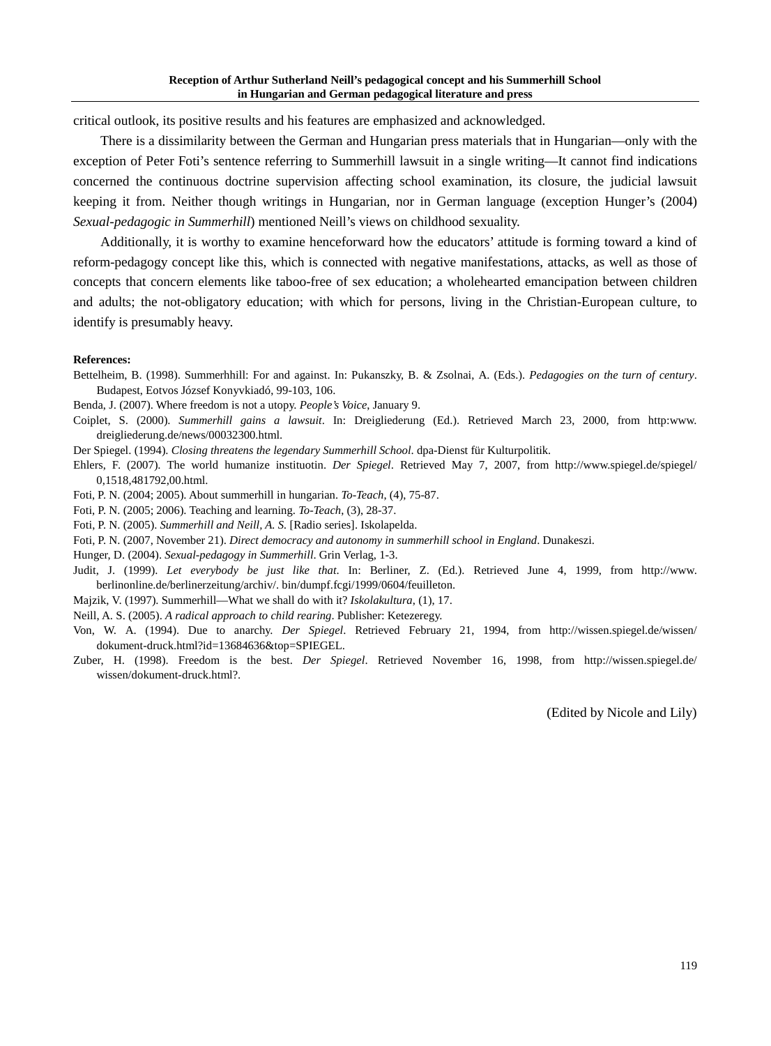critical outlook, its positive results and his features are emphasized and acknowledged.

There is a dissimilarity between the German and Hungarian press materials that in Hungarian—only with the exception of Peter Foti's sentence referring to Summerhill lawsuit in a single writing—It cannot find indications concerned the continuous doctrine supervision affecting school examination, its closure, the judicial lawsuit keeping it from. Neither though writings in Hungarian, nor in German language (exception Hunger's (2004) *Sexual-pedagogic in Summerhill*) mentioned Neill's views on childhood sexuality.

Additionally, it is worthy to examine henceforward how the educators' attitude is forming toward a kind of reform-pedagogy concept like this, which is connected with negative manifestations, attacks, as well as those of concepts that concern elements like taboo-free of sex education; a wholehearted emancipation between children and adults; the not-obligatory education; with which for persons, living in the Christian-European culture, to identify is presumably heavy.

**References:**

Bettelheim, B. (1998). Summerhhill: For and against. In: Pukanszky, B. & Zsolnai, A. (Eds.). *Pedagogies on the turn of century*. Budapest, Eotvos József Konyvkiadó, 99-103, 106.

Benda, J. (2007). Where freedom is not a utopy. *People's Voice*, January 9.

Coiplet, S. (2000). *Summerhill gains a lawsuit*. In: Dreigliederung (Ed.). Retrieved March 23, 2000, from http:www. dreigliederung.de/news/00032300.html.

Der Spiegel. (1994). *Closing threatens the legendary Summerhill School*. dpa-Dienst für Kulturpolitik.

Ehlers, F. (2007). The world humanize instituotin. *Der Spiegel*. Retrieved May 7, 2007, from http://www.spiegel.de/spiegel/ 0,1518,481792,00.html.

Foti, P. N. (2004; 2005). About summerhill in hungarian. *To-Teach*, (4), 75-87.

Foti, P. N. (2005; 2006). Teaching and learning. *To-Teach*, (3), 28-37.

Foti, P. N. (2005). *Summerhill and Neill, A. S.* [Radio series]. Iskolapelda.

Foti, P. N. (2007, November 21). *Direct democracy and autonomy in summerhill school in England*. Dunakeszi.

Hunger, D. (2004). *Sexual-pedagogy in Summerhill*. Grin Verlag, 1-3.

Judit, J. (1999). *Let everybody be just like that*. In: Berliner, Z. (Ed.). Retrieved June 4, 1999, from http://www. berlinonline.de/berlinerzeitung/archiv/. bin/dumpf.fcgi/1999/0604/feuilleton.

Majzik, V. (1997). Summerhill—What we shall do with it? *Iskolakultura*, (1), 17.

Neill, A. S. (2005). *A radical approach to child rearing*. Publisher: Ketezeregy.

Von, W. A. (1994). Due to anarchy. *Der Spiegel*. Retrieved February 21, 1994, from http://wissen.spiegel.de/wissen/ dokument-druck.html?id=13684636&top=SPIEGEL.

Zuber, H. (1998). Freedom is the best. *Der Spiegel*. Retrieved November 16, 1998, from http://wissen.spiegel.de/ wissen/dokument-druck.html?.

(Edited by Nicole and Lily)